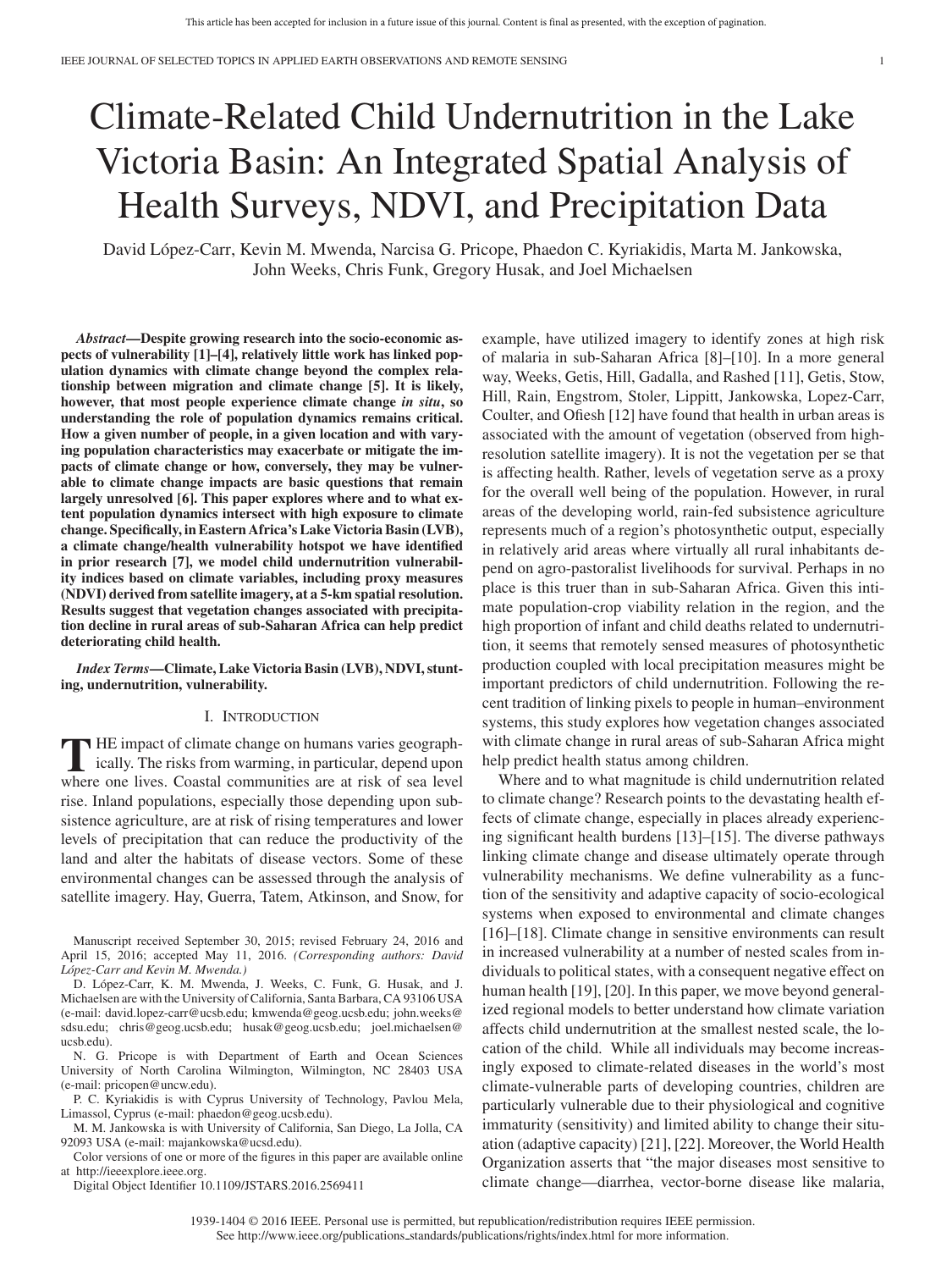# Climate-Related Child Undernutrition in the Lake Victoria Basin: An Integrated Spatial Analysis of Health Surveys, NDVI, and Precipitation Data

David López-Carr, Kevin M. Mwenda, Narcisa G. Pricope, Phaedon C. Kyriakidis, Marta M. Jankowska, John Weeks, Chris Funk, Gregory Husak, and Joel Michaelsen

***Abstract*—Despite growing research into the socio-economic aspects of vulnerability [1]–[4], relatively little work has linked population dynamics with climate change beyond the complex relationship between migration and climate change [5]. It is likely, however, that most people experience climate change *in situ*, so understanding the role of population dynamics remains critical. How a given number of people, in a given location and with varying population characteristics may exacerbate or mitigate the impacts of climate change or how, conversely, they may be vulnerable to climate change impacts are basic questions that remain largely unresolved [6]. This paper explores where and to what extent population dynamics intersect with high exposure to climate change. Specifically, in Eastern Africa's Lake Victoria Basin (LVB), a climate change/health vulnerability hotspot we have identified in prior research [7], we model child undernutrition vulnerability indices based on climate variables, including proxy measures (NDVI) derived from satellite imagery, at a 5-km spatial resolution. Results suggest that vegetation changes associated with precipitation decline in rural areas of sub-Saharan Africa can help predict deteriorating child health.**

***Index Terms*—Climate, Lake Victoria Basin (LVB), NDVI, stunting, undernutrition, vulnerability.**

## I. Introduction

The impact of climate change on humans varies geographically. The risks from warming, in particular, depend upon where one lives. Coastal communities are at risk of sea level rise. Inland populations, especially those depending upon subsistence agriculture, are at risk of rising temperatures and lower levels of precipitation that can reduce the productivity of the land and alter the habitats of disease vectors. Some of these environmental changes can be assessed through the analysis of satellite imagery. Hay, Guerra, Tatem, Atkinson, and Snow, for example, have utilized imagery to identify zones at high risk of malaria in sub-Saharan Africa [8]–[10]. In a more general way, Weeks, Getis, Hill, Gadalla, and Rashed [11], Getis, Stow, Hill, Rain, Engstrom, Stoler, Lippitt, Jankowska, Lopez-Carr, Coulter, and Ofiesh [12] have found that health in urban areas is associated with the amount of vegetation (observed from high-resolution satellite imagery). It is not the vegetation per se that is affecting health. Rather, levels of vegetation serve as a proxy for the overall well being of the population. However, in rural areas of the developing world, rain-fed subsistence agriculture represents much of a region's photosynthetic output, especially in relatively arid areas where virtually all rural inhabitants depend on agro-pastoralist livelihoods for survival. Perhaps in no place is this truer than in sub-Saharan Africa. Given this intimate population-crop viability relation in the region, and the high proportion of infant and child deaths related to undernutrition, it seems that remotely sensed measures of photosynthetic production coupled with local precipitation measures might be important predictors of child undernutrition. Following the recent tradition of linking pixels to people in human–environment systems, this study explores how vegetation changes associated with climate change in rural areas of sub-Saharan Africa might help predict health status among children.

Where and to what magnitude is child undernutrition related to climate change? Research points to the devastating health effects of climate change, especially in places already experiencing significant health burdens [13]–[15]. The diverse pathways linking climate change and disease ultimately operate through vulnerability mechanisms. We define vulnerability as a function of the sensitivity and adaptive capacity of socio-ecological systems when exposed to environmental and climate changes [16]–[18]. Climate change in sensitive environments can result in increased vulnerability at a number of nested scales from individuals to political states, with a consequent negative effect on human health [19], [20]. In this paper, we move beyond generalized regional models to better understand how climate variation affects child undernutrition at the smallest nested scale, the location of the child. While all individuals may become increasingly exposed to climate-related diseases in the world's most climate-vulnerable parts of developing countries, children are particularly vulnerable due to their physiological and cognitive immaturity (sensitivity) and limited ability to change their situation (adaptive capacity) [21], [22]. Moreover, the World Health Organization asserts that "the major diseases most sensitive to climate change—diarrhea, vector-borne disease like malaria,

Manuscript received September 30, 2015; revised February 24, 2016 and April 15, 2016; accepted May 11, 2016. *(Corresponding authors: David López-Carr and Kevin M. Mwenda.)*

D. López-Carr, K. M. Mwenda, J. Weeks, C. Funk, G. Husak, and J. Michaelsen are with the University of California, Santa Barbara, CA 93106 USA (e-mail: david.lopez-carr@ucsb.edu; kmwenda@geog.ucsb.edu; john.weeks@sdsu.edu; chris@geog.ucsb.edu; husak@geog.ucsb.edu; joel.michaelsen@ucsb.edu).

N. G. Pricope is with Department of Earth and Ocean Sciences University of North Carolina Wilmington, Wilmington, NC 28403 USA (e-mail: pricopen@uncw.edu).

P. C. Kyriakidis is with Cyprus University of Technology, Pavlou Mela, Limassol, Cyprus (e-mail: phaedon@geog.ucsb.edu).

M. M. Jankowska is with University of California, San Diego, La Jolla, CA 92093 USA (e-mail: majankowska@ucsd.edu).

Color versions of one or more of the figures in this paper are available online at http://ieeexplore.ieee.org.

Digital Object Identifier 10.1109/JSTARS.2016.2569411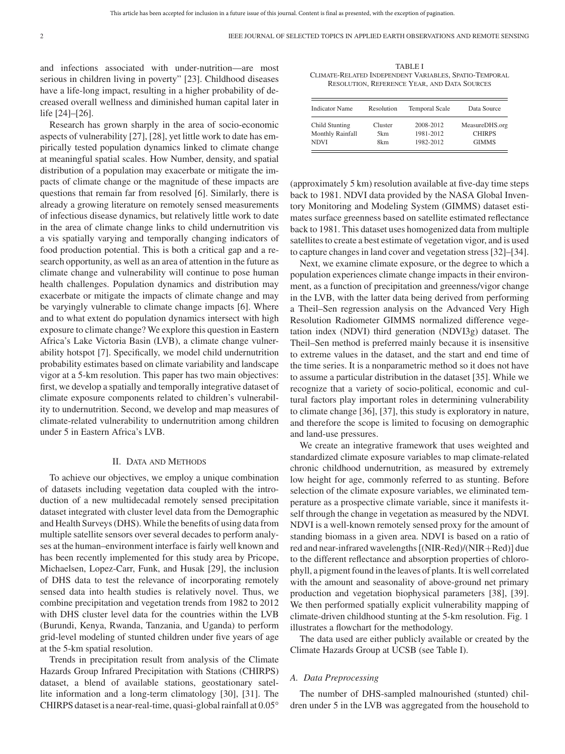and infections associated with under-nutrition—are most serious in children living in poverty" [23]. Childhood diseases have a life-long impact, resulting in a higher probability of decreased overall wellness and diminished human capital later in life [24]–[26].

Research has grown sharply in the area of socio-economic aspects of vulnerability [27], [28], yet little work to date has empirically tested population dynamics linked to climate change at meaningful spatial scales. How Number, density, and spatial distribution of a population may exacerbate or mitigate the impacts of climate change or the magnitude of these impacts are questions that remain far from resolved [6]. Similarly, there is already a growing literature on remotely sensed measurements of infectious disease dynamics, but relatively little work to date in the area of climate change links to child undernutrition vis a vis spatially varying and temporally changing indicators of food production potential. This is both a critical gap and a research opportunity, as well as an area of attention in the future as climate change and vulnerability will continue to pose human health challenges. Population dynamics and distribution may exacerbate or mitigate the impacts of climate change and may be varyingly vulnerable to climate change impacts [6]. Where and to what extent do population dynamics intersect with high exposure to climate change? We explore this question in Eastern Africa's Lake Victoria Basin (LVB), a climate change vulnerability hotspot [7]. Specifically, we model child undernutrition probability estimates based on climate variability and landscape vigor at a 5-km resolution. This paper has two main objectives: first, we develop a spatially and temporally integrative dataset of climate exposure components related to children's vulnerability to undernutrition. Second, we develop and map measures of climate-related vulnerability to undernutrition among children under 5 in Eastern Africa's LVB.

## II. Data and Methods

To achieve our objectives, we employ a unique combination of datasets including vegetation data coupled with the introduction of a new multidecadal remotely sensed precipitation dataset integrated with cluster level data from the Demographic and Health Surveys (DHS). While the benefits of using data from multiple satellite sensors over several decades to perform analyses at the human–environment interface is fairly well known and has been recently implemented for this study area by Pricope, Michaelsen, Lopez-Carr, Funk, and Husak [29], the inclusion of DHS data to test the relevance of incorporating remotely sensed data into health studies is relatively novel. Thus, we combine precipitation and vegetation trends from 1982 to 2012 with DHS cluster level data for the countries within the LVB (Burundi, Kenya, Rwanda, Tanzania, and Uganda) to perform grid-level modeling of stunted children under five years of age at the 5-km spatial resolution.

Trends in precipitation result from analysis of the Climate Hazards Group Infrared Precipitation with Stations (CHIRPS) dataset, a blend of available stations, geostationary satellite information and a long-term climatology [30], [31]. The CHIRPS dataset is a near-real-time, quasi-global rainfall at 0.05° (approximately 5 km) resolution available at five-day time steps back to 1981. NDVI data provided by the NASA Global Inventory Monitoring and Modeling System (GIMMS) dataset estimates surface greenness based on satellite estimated reflectance back to 1981. This dataset uses homogenized data from multiple satellites to create a best estimate of vegetation vigor, and is used to capture changes in land cover and vegetation stress [32]–[34].

TABLE I
Climate-Related Independent Variables, Spatio-Temporal Resolution, Reference Year, and Data Sources

| Indicator Name | Resolution | Temporal Scale | Data Source |
|---|---|---|---|
| Child Stunting | Cluster | 2008-2012 | MeasureDHS.org |
| Monthly Rainfall | 5km | 1981-2012 | CHIRPS |
| NDVI | 8km | 1982-2012 | GIMMS |

Next, we examine climate exposure, or the degree to which a population experiences climate change impacts in their environment, as a function of precipitation and greenness/vigor change in the LVB, with the latter data being derived from performing a Theil–Sen regression analysis on the Advanced Very High Resolution Radiometer GIMMS normalized difference vegetation index (NDVI) third generation (NDVI3g) dataset. The Theil–Sen method is preferred mainly because it is insensitive to extreme values in the dataset, and the start and end time of the time series. It is a nonparametric method so it does not have to assume a particular distribution in the dataset [35]. While we recognize that a variety of socio-political, economic and cultural factors play important roles in determining vulnerability to climate change [36], [37], this study is exploratory in nature, and therefore the scope is limited to focusing on demographic and land-use pressures.

We create an integrative framework that uses weighted and standardized climate exposure variables to map climate-related chronic childhood undernutrition, as measured by extremely low height for age, commonly referred to as stunting. Before selection of the climate exposure variables, we eliminated temperature as a prospective climate variable, since it manifests itself through the change in vegetation as measured by the NDVI. NDVI is a well-known remotely sensed proxy for the amount of standing biomass in a given area. NDVI is based on a ratio of red and near-infrared wavelengths [(NIR-Red)/(NIR+Red)] due to the different reflectance and absorption properties of chlorophyll, a pigment found in the leaves of plants. It is well correlated with the amount and seasonality of above-ground net primary production and vegetation biophysical parameters [38], [39]. We then performed spatially explicit vulnerability mapping of climate-driven childhood stunting at the 5-km resolution. Fig. 1 illustrates a flowchart for the methodology.

The data used are either publicly available or created by the Climate Hazards Group at UCSB (see Table I).

### A. Data Preprocessing

The number of DHS-sampled malnourished (stunted) children under 5 in the LVB was aggregated from the household to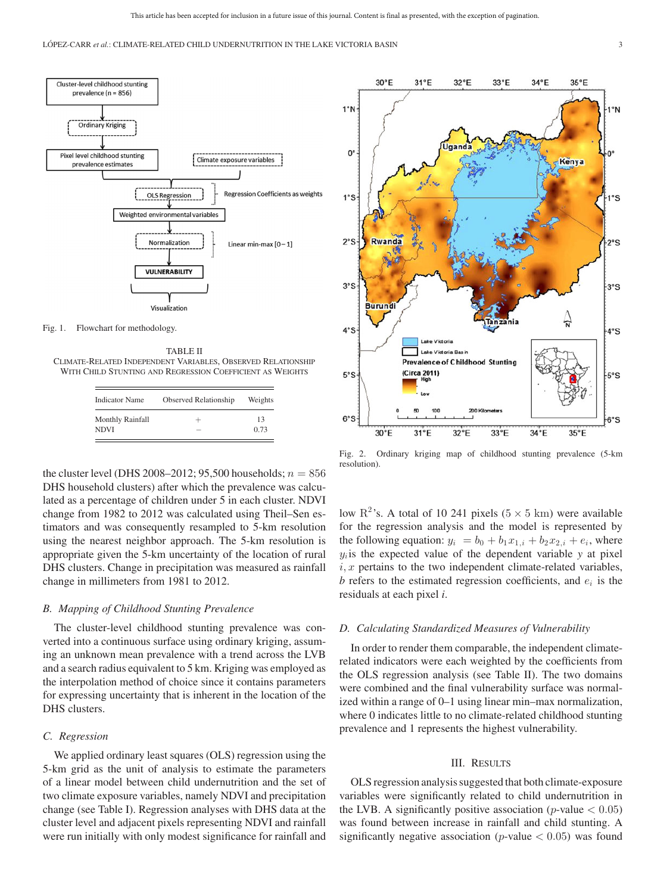Fig. 1. Flowchart for methodology.

TABLE II
CLIMATE-RELATED INDEPENDENT VARIABLES, OBSERVED RELATIONSHIP WITH CHILD STUNTING AND REGRESSION COEFFICIENT AS WEIGHTS

| Indicator Name | Observed Relationship | Weights |
|---|---|---|
| Monthly Rainfall | + | 13 |
| NDVI | − | 0.73 |

the cluster level (DHS 2008–2012; 95,500 households; $n = 856$ DHS household clusters) after which the prevalence was calculated as a percentage of children under 5 in each cluster. NDVI change from 1982 to 2012 was calculated using Theil–Sen estimators and was consequently resampled to 5-km resolution using the nearest neighbor approach. The 5-km resolution is appropriate given the 5-km uncertainty of the location of rural DHS clusters. Change in precipitation was measured as rainfall change in millimeters from 1981 to 2012.

### B. Mapping of Childhood Stunting Prevalence

The cluster-level childhood stunting prevalence was converted into a continuous surface using ordinary kriging, assuming an unknown mean prevalence with a trend across the LVB and a search radius equivalent to 5 km. Kriging was employed as the interpolation method of choice since it contains parameters for expressing uncertainty that is inherent in the location of the DHS clusters.

### C. Regression

We applied ordinary least squares (OLS) regression using the 5-km grid as the unit of analysis to estimate the parameters of a linear model between child undernutrition and the set of two climate exposure variables, namely NDVI and precipitation change (see Table I). Regression analyses with DHS data at the cluster level and adjacent pixels representing NDVI and rainfall were run initially with only modest significance for rainfall and low $R^2$'s. A total of 10 241 pixels ($5 \times 5$ km) were available for the regression analysis and the model is represented by the following equation: $y_i = b_0 + b_1 x_{1,i} + b_2 x_{2,i} + e_i$, where $y_i$ is the expected value of the dependent variable $y$ at pixel $i$, $x$ pertains to the two independent climate-related variables, $b$ refers to the estimated regression coefficients, and $e_i$ is the residuals at each pixel $i$.

Fig. 2. Ordinary kriging map of childhood stunting prevalence (5-km resolution).

### D. Calculating Standardized Measures of Vulnerability

In order to render them comparable, the independent climate-related indicators were each weighted by the coefficients from the OLS regression analysis (see Table II). The two domains were combined and the final vulnerability surface was normalized within a range of 0–1 using linear min–max normalization, where 0 indicates little to no climate-related childhood stunting prevalence and 1 represents the highest vulnerability.

## III. RESULTS

OLS regression analysis suggested that both climate-exposure variables were significantly related to child undernutrition in the LVB. A significantly positive association ($p$-value $< 0.05$) was found between increase in rainfall and child stunting. A significantly negative association ($p$-value $< 0.05$) was found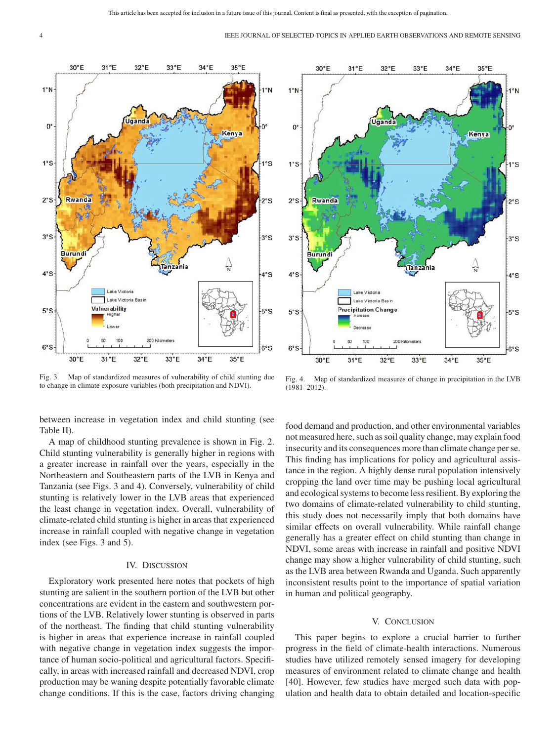Fig. 3. Map of standardized measures of vulnerability of child stunting due to change in climate exposure variables (both precipitation and NDVI).

Fig. 4. Map of standardized measures of change in precipitation in the LVB (1981–2012).

between increase in vegetation index and child stunting (see Table II).

A map of childhood stunting prevalence is shown in Fig. 2. Child stunting vulnerability is generally higher in regions with a greater increase in rainfall over the years, especially in the Northeastern and Southeastern parts of the LVB in Kenya and Tanzania (see Figs. 3 and 4). Conversely, vulnerability of child stunting is relatively lower in the LVB areas that experienced the least change in vegetation index. Overall, vulnerability of climate-related child stunting is higher in areas that experienced increase in rainfall coupled with negative change in vegetation index (see Figs. 3 and 5).

## IV. Discussion

Exploratory work presented here notes that pockets of high stunting are salient in the southern portion of the LVB but other concentrations are evident in the eastern and southwestern portions of the LVB. Relatively lower stunting is observed in parts of the northeast. The finding that child stunting vulnerability is higher in areas that experience increase in rainfall coupled with negative change in vegetation index suggests the importance of human socio-political and agricultural factors. Specifically, in areas with increased rainfall and decreased NDVI, crop production may be waning despite potentially favorable climate change conditions. If this is the case, factors driving changing food demand and production, and other environmental variables not measured here, such as soil quality change, may explain food insecurity and its consequences more than climate change per se. This finding has implications for policy and agricultural assistance in the region. A highly dense rural population intensively cropping the land over time may be pushing local agricultural and ecological systems to become less resilient. By exploring the two domains of climate-related vulnerability to child stunting, this study does not necessarily imply that both domains have similar effects on overall vulnerability. While rainfall change generally has a greater effect on child stunting than change in NDVI, some areas with increase in rainfall and positive NDVI change may show a higher vulnerability of child stunting, such as the LVB area between Rwanda and Uganda. Such apparently inconsistent results point to the importance of spatial variation in human and political geography.

## V. Conclusion

This paper begins to explore a crucial barrier to further progress in the field of climate-health interactions. Numerous studies have utilized remotely sensed imagery for developing measures of environment related to climate change and health [40]. However, few studies have merged such data with population and health data to obtain detailed and location-specific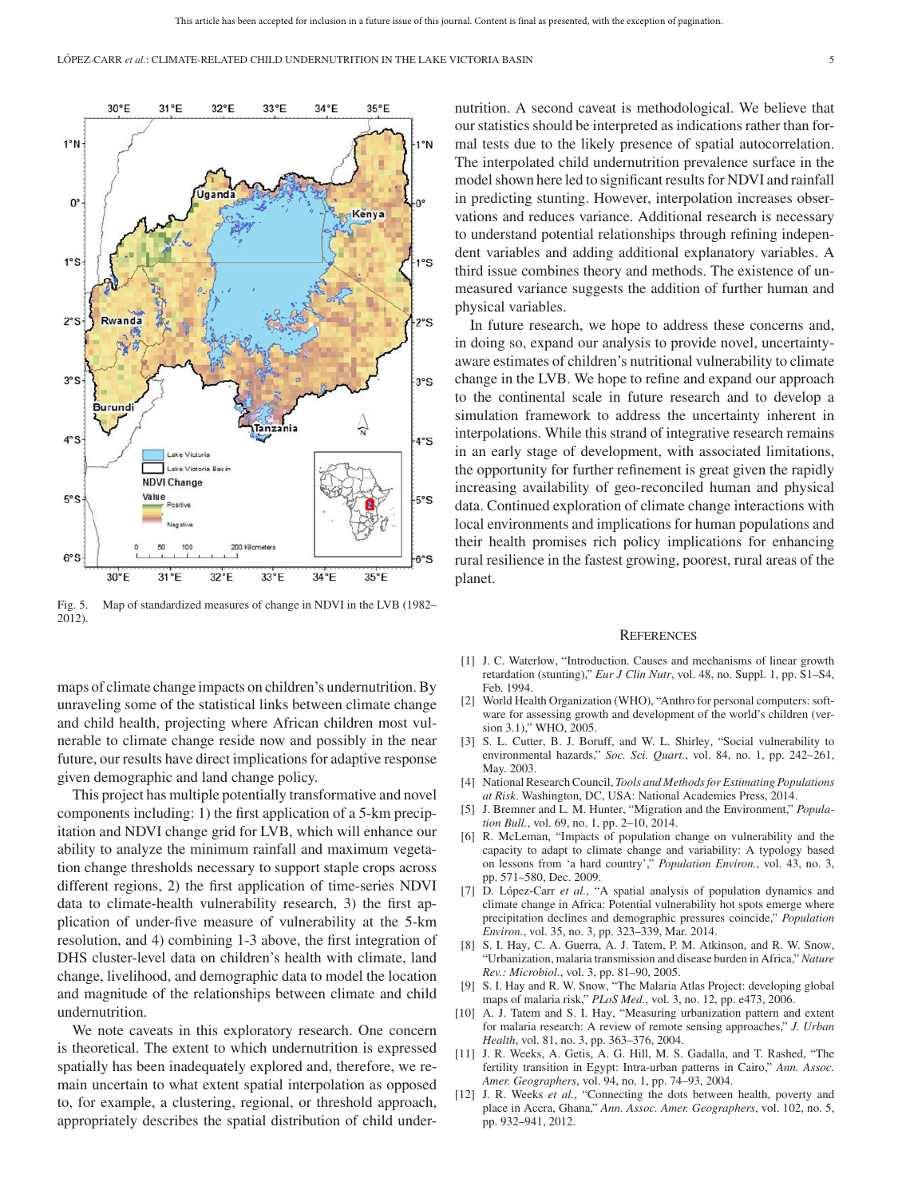Fig. 5. Map of standardized measures of change in NDVI in the LVB (1982–2012).

maps of climate change impacts on children's undernutrition. By unraveling some of the statistical links between climate change and child health, projecting where African children most vulnerable to climate change reside now and possibly in the near future, our results have direct implications for adaptive response given demographic and land change policy.

This project has multiple potentially transformative and novel components including: 1) the first application of a 5-km precipitation and NDVI change grid for LVB, which will enhance our ability to analyze the minimum rainfall and maximum vegetation change thresholds necessary to support staple crops across different regions, 2) the first application of time-series NDVI data to climate-health vulnerability research, 3) the first application of under-five measure of vulnerability at the 5-km resolution, and 4) combining 1-3 above, the first integration of DHS cluster-level data on children's health with climate, land change, livelihood, and demographic data to model the location and magnitude of the relationships between climate and child undernutrition.

We note caveats in this exploratory research. One concern is theoretical. The extent to which undernutrition is expressed spatially has been inadequately explored and, therefore, we remain uncertain to what extent spatial interpolation as opposed to, for example, a clustering, regional, or threshold approach, appropriately describes the spatial distribution of child undernutrition. A second caveat is methodological. We believe that our statistics should be interpreted as indications rather than formal tests due to the likely presence of spatial autocorrelation. The interpolated child undernutrition prevalence surface in the model shown here led to significant results for NDVI and rainfall in predicting stunting. However, interpolation increases observations and reduces variance. Additional research is necessary to understand potential relationships through refining independent variables and adding additional explanatory variables. A third issue combines theory and methods. The existence of unmeasured variance suggests the addition of further human and physical variables.

In future research, we hope to address these concerns and, in doing so, expand our analysis to provide novel, uncertainty-aware estimates of children's nutritional vulnerability to climate change in the LVB. We hope to refine and expand our approach to the continental scale in future research and to develop a simulation framework to address the uncertainty inherent in interpolations. While this strand of integrative research remains in an early stage of development, with associated limitations, the opportunity for further refinement is great given the rapidly increasing availability of geo-reconciled human and physical data. Continued exploration of climate change interactions with local environments and implications for human populations and their health promises rich policy implications for enhancing rural resilience in the fastest growing, poorest, rural areas of the planet.

## References

[1] J. C. Waterlow, "Introduction. Causes and mechanisms of linear growth retardation (stunting)," *Eur J Clin Nutr*, vol. 48, no. Suppl. 1, pp. S1–S4, Feb. 1994.

[2] World Health Organization (WHO), "Anthro for personal computers: software for assessing growth and development of the world's children (version 3.1)," WHO, 2005.

[3] S. L. Cutter, B. J. Boruff, and W. L. Shirley, "Social vulnerability to environmental hazards," *Soc. Sci. Quart.*, vol. 84, no. 1, pp. 242–261, May. 2003.

[4] National Research Council, *Tools and Methods for Estimating Populations at Risk*. Washington, DC, USA: National Academies Press, 2014.

[5] J. Bremner and L. M. Hunter, "Migration and the Environment," *Population Bull.*, vol. 69, no. 1, pp. 2–10, 2014.

[6] R. McLeman, "Impacts of population change on vulnerability and the capacity to adapt to climate change and variability: A typology based on lessons from 'a hard country'," *Population Environ.*, vol. 43, no. 3, pp. 571–580, Dec. 2009.

[7] D. López-Carr *et al.*, "A spatial analysis of population dynamics and climate change in Africa: Potential vulnerability hot spots emerge where precipitation declines and demographic pressures coincide," *Population Environ.*, vol. 35, no. 3, pp. 323–339, Mar. 2014.

[8] S. I. Hay, C. A. Guerra, A. J. Tatem, P. M. Atkinson, and R. W. Snow, "Urbanization, malaria transmission and disease burden in Africa," *Nature Rev.: Microbiol.*, vol. 3, pp. 81–90, 2005.

[9] S. I. Hay and R. W. Snow, "The Malaria Atlas Project: developing global maps of malaria risk," *PLoS Med.*, vol. 3, no. 12, pp. e473, 2006.

[10] A. J. Tatem and S. I. Hay, "Measuring urbanization pattern and extent for malaria research: A review of remote sensing approaches," *J. Urban Health*, vol. 81, no. 3, pp. 363–376, 2004.

[11] J. R. Weeks, A. Getis, A. G. Hill, M. S. Gadalla, and T. Rashed, "The fertility transition in Egypt: Intra-urban patterns in Cairo," *Ann. Assoc. Amer. Geographers*, vol. 94, no. 1, pp. 74–93, 2004.

[12] J. R. Weeks *et al.*, "Connecting the dots between health, poverty and place in Accra, Ghana," *Ann. Assoc. Amer. Geographers*, vol. 102, no. 5, pp. 932–941, 2012.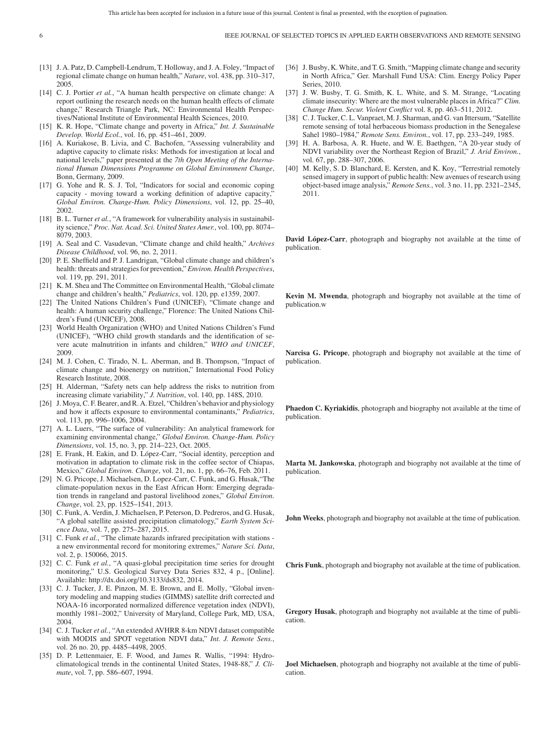[13] J. A. Patz, D. Campbell-Lendrum, T. Holloway, and J. A. Foley, "Impact of regional climate change on human health," *Nature*, vol. 438, pp. 310–317, 2005.

[14] C. J. Portier *et al.*, "A human health perspective on climate change: A report outlining the research needs on the human health effects of climate change," Research Triangle Park, NC: Environmental Health Perspectives/National Institute of Environmental Health Sciences, 2010.

[15] K. R. Hope, "Climate change and poverty in Africa," *Int. J. Sustainable Develop. World Ecol.*, vol. 16, pp. 451–461, 2009.

[16] A. Kuriakose, B. Livia, and C. Bachofen, "Assessing vulnerability and adaptive capacity to climate risks: Methods for investigation at local and national levels," paper presented at the *7th Open Meeting of the International Human Dimensions Programme on Global Environment Change*, Bonn, Germany, 2009.

[17] G. Yohe and R. S. J. Tol, "Indicators for social and economic coping capacity - moving toward a working definition of adaptive capacity," *Global Environ. Change-Hum. Policy Dimensions*, vol. 12, pp. 25–40, 2002.

[18] B. L. Turner *et al.*, "A framework for vulnerability analysis in sustainability science," *Proc. Nat. Acad. Sci. United States Amer.*, vol. 100, pp. 8074–8079, 2003.

[19] A. Seal and C. Vasudevan, "Climate change and child health," *Archives Disease Childhood*, vol. 96, no. 2, 2011.

[20] P. E. Sheffield and P. J. Landrigan, "Global climate change and children's health: threats and strategies for prevention," *Environ. Health Perspectives*, vol. 119, pp. 291, 2011.

[21] K. M. Shea and The Committee on Environmental Health, "Global climate change and children's health," *Pediatrics*, vol. 120, pp. e1359, 2007.

[22] The United Nations Children's Fund (UNICEF), "Climate change and health: A human security challenge," Florence: The United Nations Children's Fund (UNICEF), 2008.

[23] World Health Organization (WHO) and United Nations Children's Fund (UNICEF), "WHO child growth standards and the identification of severe acute malnutrition in infants and children," *WHO and UNICEF*, 2009.

[24] M. J. Cohen, C. Tirado, N. L. Aberman, and B. Thompson, "Impact of climate change and bioenergy on nutrition," International Food Policy Research Institute, 2008.

[25] H. Alderman, "Safety nets can help address the risks to nutrition from increasing climate variability," *J. Nutrition*, vol. 140, pp. 148S, 2010.

[26] J. Moya, C. F. Bearer, and R. A. Etzel, "Children's behavior and physiology and how it affects exposure to environmental contaminants," *Pediatrics*, vol. 113, pp. 996–1006, 2004.

[27] A. L. Luers, "The surface of vulnerability: An analytical framework for examining environmental change," *Global Environ. Change-Hum. Policy Dimensions*, vol. 15, no. 3, pp. 214–223, Oct. 2005.

[28] E. Frank, H. Eakin, and D. López-Carr, "Social identity, perception and motivation in adaptation to climate risk in the coffee sector of Chiapas, Mexico," *Global Environ. Change*, vol. 21, no. 1, pp. 66–76, Feb. 2011.

[29] N. G. Pricope, J. Michaelsen, D. Lopez-Carr, C. Funk, and G. Husak,"The climate-population nexus in the East African Horn: Emerging degradation trends in rangeland and pastoral livelihood zones," *Global Environ. Change*, vol. 23, pp. 1525–1541, 2013.

[30] C. Funk, A. Verdin, J. Michaelsen, P. Peterson, D. Pedreros, and G. Husak, "A global satellite assisted precipitation climatology," *Earth System Science Data*, vol. 7, pp. 275–287, 2015.

[31] C. Funk *et al.*, "The climate hazards infrared precipitation with stations - a new environmental record for monitoring extremes," *Nature Sci. Data*, vol. 2, p. 150066, 2015.

[32] C. C. Funk *et al.*, "A quasi-global precipitation time series for drought monitoring," U.S. Geological Survey Data Series 832, 4 p., [Online]. Available: http://dx.doi.org/10.3133/ds832, 2014.

[33] C. J. Tucker, J. E. Pinzon, M. E. Brown, and E. Molly, "Global inventory modeling and mapping studies (GIMMS) satellite drift corrected and NOAA-16 incorporated normalized difference vegetation index (NDVI), monthly 1981–2002," University of Maryland, College Park, MD, USA, 2004.

[34] C. J. Tucker *et al.*, "An extended AVHRR 8-km NDVI dataset compatible with MODIS and SPOT vegetation NDVI data," *Int. J. Remote Sens.*, vol. 26 no. 20, pp. 4485–4498, 2005.

[35] D. P. Lettenmaier, E. F. Wood, and James R. Wallis, "1994: Hydro-climatological trends in the continental United States, 1948-88," *J. Climate*, vol. 7, pp. 586–607, 1994.

[36] J. Busby, K. White, and T. G. Smith, "Mapping climate change and security in North Africa," Ger. Marshall Fund USA: Clim. Energy Policy Paper Series, 2010.

[37] J. W. Busby, T. G. Smith, K. L. White, and S. M. Strange, "Locating climate insecurity: Where are the most vulnerable places in Africa?" *Clim. Change Hum. Secur. Violent Conflict* vol. 8, pp. 463–511, 2012.

[38] C. J. Tucker, C. L. Vanpraet, M. J. Sharman, and G. van Ittersum, "Satellite remote sensing of total herbaceous biomass production in the Senegalese Sahel 1980–1984," *Remote Sens. Environ.*, vol. 17, pp. 233–249, 1985.

[39] H. A. Barbosa, A. R. Huete, and W. E. Baethgen, "A 20-year study of NDVI variability over the Northeast Region of Brazil," *J. Arid Environ.*, vol. 67, pp. 288–307, 2006.

[40] M. Kelly, S. D. Blanchard, E. Kersten, and K. Koy, "Terrestrial remotely sensed imagery in support of public health: New avenues of research using object-based image analysis," *Remote Sens.*, vol. 3 no. 11, pp. 2321–2345, 2011.

**David López-Carr**, photograph and biography not available at the time of publication.

**Kevin M. Mwenda**, photograph and biography not available at the time of publication.w

**Narcisa G. Pricope**, photograph and biography not available at the time of publication.

**Phaedon C. Kyriakidis**, photograph and biography not available at the time of publication.

**Marta M. Jankowska**, photograph and biography not available at the time of publication.

**John Weeks**, photograph and biography not available at the time of publication.

**Chris Funk**, photograph and biography not available at the time of publication.

**Gregory Husak**, photograph and biography not available at the time of publication.

**Joel Michaelsen**, photograph and biography not available at the time of publication.